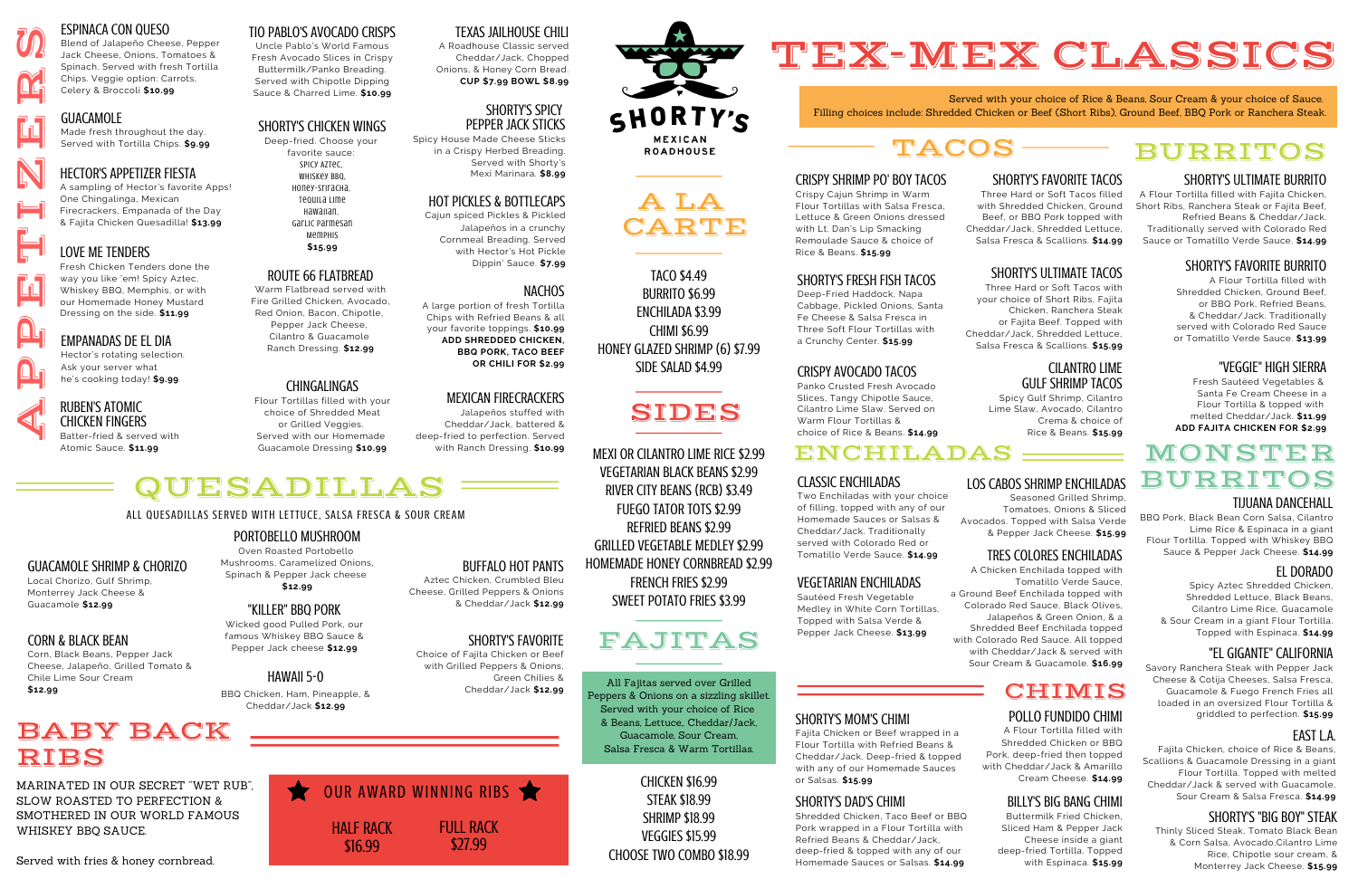# APPETIZERS

### ESPINACA CON QUESO
Blend of Jalapeño Cheese, Pepper Jack Cheese, Onions, Tomatoes & Spinach. Served with fresh Tortilla Chips. Veggie option: Carrots, Celery & Broccoli **$10.99**

### GUACAMOLE
Made fresh throughout the day. Served with Tortilla Chips. **$9.99**

### HECTOR'S APPETIZER FIESTA
A sampling of Hector's favorite Apps! One Chingalinga, Mexican Firecrackers, Empanada of the Day & Fajita Chicken Quesadilla! **$13.99**

### LOVE ME TENDERS
Fresh Chicken Tenders done the way you like 'em! Spicy Aztec, Whiskey BBQ, Memphis, or with our Homemade Honey Mustard Dressing on the side. **$11.99**

### EMPANADAS DE EL DIA
Hector's rotating selection. Ask your server what he's cooking today! **$9.99**

### RUBEN'S ATOMIC CHICKEN FINGERS
Batter-fried & served with Atomic Sauce. **$11.99**

### TIO PABLO'S AVOCADO CRISPS
Uncle Pablo's World Famous Fresh Avocado Slices in Crispy Buttermilk/Panko Breading. Served with Chipotle Dipping Sauce & Charred Lime. **$10.99**

### SHORTY'S CHICKEN WINGS
Deep-fried. Choose your favorite sauce:
Spicy Aztec,
Whiskey BBQ,
Honey-Sriracha,
Tequila Lime
Hawaiian,
Garlic Parmesan
Memphis
**$15.99**

### ROUTE 66 FLATBREAD
Warm Flatbread served with Fire Grilled Chicken, Avocado, Red Onion, Bacon, Chipotle, Pepper Jack Cheese, Cilantro & Guacamole Ranch Dressing. **$12.99**

### CHINGALINGAS
Flour Tortillas filled with your choice of Shredded Meat or Grilled Veggies. Served with our Homemade Guacamole Dressing **$10.99**

### TEXAS JAILHOUSE CHILI
A Roadhouse Classic served Cheddar/Jack, Chopped Onions, & Honey Corn Bread. **CUP $7.99 BOWL $8.99**

### SHORTY'S SPICY PEPPER JACK STICKS
Spicy House Made Cheese Sticks in a Crispy Herbed Breading. Served with Shorty's Mexi Marinara. **$8.99**

### HOT PICKLES & BOTTLECAPS
Cajun spiced Pickles & Pickled Jalapeños in a crunchy Cornmeal Breading. Served with Hector's Hot Pickle Dippin' Sauce. **$7.99**

### NACHOS
A large portion of fresh Tortilla Chips with Refried Beans & all your favorite toppings. **$10.99**
**ADD SHREDDED CHICKEN, BBQ PORK, TACO BEEF OR CHILI FOR $2.99**

### MEXICAN FIRECRACKERS
Jalapeños stuffed with Cheddar/Jack, battered & deep-fried to perfection. Served with Ranch Dressing. **$10.99**

# QUESADILLAS

ALL QUESADILLAS SERVED WITH LETTUCE, SALSA FRESCA & SOUR CREAM

### GUACAMOLE SHRIMP & CHORIZO
Local Chorizo, Gulf Shrimp, Monterrey Jack Cheese & Guacamole **$12.99**

### CORN & BLACK BEAN
Corn, Black Beans, Pepper Jack Cheese, Jalapeño, Grilled Tomato & Chile Lime Sour Cream **$12.99**

### PORTOBELLO MUSHROOM
Oven Roasted Portobello Mushrooms, Caramelized Onions, Spinach & Pepper Jack cheese **$12.99**

### "KILLER" BBQ PORK
Wicked good Pulled Pork, our famous Whiskey BBQ Sauce & Pepper Jack cheese **$12.99**

### HAWAII 5-0
BBQ Chicken, Ham, Pineapple, & Cheddar/Jack **$12.99**

### BUFFALO HOT PANTS
Aztec Chicken, Crumbled Bleu Cheese, Grilled Peppers & Onions & Cheddar/Jack **$12.99**

### SHORTY'S FAVORITE
Choice of Fajita Chicken or Beef with Grilled Peppers & Onions, Green Chilies & Cheddar/Jack **$12.99**

# BABY BACK RIBS

MARINATED IN OUR SECRET "WET RUB", SLOW ROASTED TO PERFECTION & SMOTHERED IN OUR WORLD FAMOUS WHISKEY BBQ SAUCE.

Served with fries & honey cornbread.

**OUR AWARD WINNING RIBS**

HALF RACK $16.99
FULL RACK $27.99

SHORTY'S MEXICAN ROADHOUSE

# A LA CARTE

TACO $4.49
BURRITO $6.99
ENCHILADA $3.99
CHIMI $6.99
HONEY GLAZED SHRIMP (6) $7.99
SIDE SALAD $4.99

# SIDES

MEXI OR CILANTRO LIME RICE $2.99
VEGETARIAN BLACK BEANS $2.99
RIVER CITY BEANS (RCB) $3.49
FUEGO TATOR TOTS $2.99
REFRIED BEANS $2.99
GRILLED VEGETABLE MEDLEY $2.99
HOMEMADE HONEY CORNBREAD $2.99
FRENCH FRIES $2.99
SWEET POTATO FRIES $3.99

# FAJITAS

All Fajitas served over Grilled Peppers & Onions on a sizzling skillet. Served with your choice of Rice & Beans, Lettuce, Cheddar/Jack, Guacamole, Sour Cream, Salsa Fresca & Warm Tortillas.

CHICKEN $16.99
STEAK $18.99
SHRIMP $18.99
VEGGIES $15.99
CHOOSE TWO COMBO $18.99

# TEX-MEX CLASSICS

Served with your choice of Rice & Beans, Sour Cream & your choice of Sauce. Filling choices include: Shredded Chicken or Beef (Short Ribs), Ground Beef, BBQ Pork or Ranchera Steak.

## TACOS

### CRISPY SHRIMP PO' BOY TACOS
Crispy Cajun Shrimp in Warm Flour Tortillas with Salsa Fresca, Lettuce & Green Onions dressed with Lt. Dan's Lip Smacking Remoulade Sauce & choice of Rice & Beans. **$15.99**

### SHORTY'S FRESH FISH TACOS
Deep-Fried Haddock, Napa Cabbage, Pickled Onions, Santa Fe Cheese & Salsa Fresca in Three Soft Flour Tortillas with a Crunchy Center. **$15.99**

### CRISPY AVOCADO TACOS
Panko Crusted Fresh Avocado Slices, Tangy Chipotle Sauce, Cilantro Lime Slaw. Served on Warm Flour Tortillas & choice of Rice & Beans. **$14.99**

### SHORTY'S FAVORITE TACOS
Three Hard or Soft Tacos filled with Shredded Chicken, Ground Beef, or BBQ Pork topped with Cheddar/Jack, Shredded Lettuce, Salsa Fresca & Scallions. **$14.99**

### SHORTY'S ULTIMATE TACOS
Three Hard or Soft Tacos with your choice of Short Ribs, Fajita Chicken, Ranchera Steak or Fajita Beef. Topped with Cheddar/Jack, Shredded Lettuce, Salsa Fresca & Scallions. **$15.99**

### CILANTRO LIME GULF SHRIMP TACOS
Spicy Gulf Shrimp, Cilantro Lime Slaw, Avocado, Cilantro Crema & choice of Rice & Beans. **$15.99**

## ENCHILADAS

### CLASSIC ENCHILADAS
Two Enchiladas with your choice of filling, topped with any of our Homemade Sauces or Salsas & Cheddar/Jack. Traditionally served with Colorado Red or Tomatillo Verde Sauce. **$14.99**

### VEGETARIAN ENCHILADAS
Sautéed Fresh Vegetable Medley in White Corn Tortillas. Topped with Salsa Verde & Pepper Jack Cheese. **$13.99**

### LOS CABOS SHRIMP ENCHILADAS
Seasoned Grilled Shrimp, Tomatoes, Onions & Sliced Avocados. Topped with Salsa Verde & Pepper Jack Cheese. **$15.99**

### TRES COLORES ENCHILADAS
A Chicken Enchilada topped with Tomatillo Verde Sauce, a Ground Beef Enchilada topped with Colorado Red Sauce, Black Olives, Jalapeños & Green Onion, & a Shredded Beef Enchilada topped with Colorado Red Sauce. All topped with Cheddar/Jack & served with Sour Cream & Guacamole. **$16.99**

## CHIMIS

### SHORTY'S MOM'S CHIMI
Fajita Chicken or Beef wrapped in a Flour Tortilla with Refried Beans & Cheddar/Jack. Deep-fried & topped with any of our Homemade Sauces or Salsas. **$15.99**

### SHORTY'S DAD'S CHIMI
Shredded Chicken, Taco Beef or BBQ Pork wrapped in a Flour Tortilla with Refried Beans & Cheddar/Jack, deep-fried & topped with any of our Homemade Sauces or Salsas. **$14.99**

### POLLO FUNDIDO CHIMI
A Flour Tortilla filled with Shredded Chicken or BBQ Pork, deep-fried then topped with Cheddar/Jack & Amarillo Cream Cheese. **$14.99**

### BILLY'S BIG BANG CHIMI
Buttermilk Fried Chicken, Sliced Ham & Pepper Jack Cheese inside a giant deep-fried Tortilla. Topped with Espinaca. **$15.99**

## BURRITOS

### SHORTY'S ULTIMATE BURRITO
A Flour Tortilla filled with Fajita Chicken, Short Ribs, Ranchera Steak or Fajita Beef, Refried Beans & Cheddar/Jack. Traditionally served with Colorado Red Sauce or Tomatillo Verde Sauce. **$14.99**

### SHORTY'S FAVORITE BURRITO
A Flour Tortilla filled with Shredded Chicken, Ground Beef, or BBQ Pork, Refried Beans, & Cheddar/Jack. Traditionally served with Colorado Red Sauce or Tomatillo Verde Sauce. **$13.99**

### "VEGGIE" HIGH SIERRA
Fresh Sautéed Vegetables & Santa Fe Cream Cheese in a Flour Tortilla & topped with melted Cheddar/Jack. **$11.99**
**ADD FAJITA CHICKEN FOR $2.99**

## MONSTER BURRITOS

### TIJUANA DANCEHALL
BBQ Pork, Black Bean Corn Salsa, Cilantro Lime Rice & Espinaca in a giant Flour Tortilla. Topped with Whiskey BBQ Sauce & Pepper Jack Cheese. **$14.99**

### EL DORADO
Spicy Aztec Shredded Chicken, Shredded Lettuce, Black Beans, Cilantro Lime Rice, Guacamole & Sour Cream in a giant Flour Tortilla. Topped with Espinaca. **$14.99**

### "EL GIGANTE" CALIFORNIA
Savory Ranchera Steak with Pepper Jack Cheese & Cotija Cheeses, Salsa Fresca, Guacamole & Fuego French Fries all loaded in an oversized Flour Tortilla & griddled to perfection. **$15.99**

### EAST L.A.
Fajita Chicken, choice of Rice & Beans, Scallions & Guacamole Dressing in a giant Flour Tortilla. Topped with melted Cheddar/Jack & served with Guacamole, Sour Cream & Salsa Fresca. **$14.99**

### SHORTY'S "BIG BOY" STEAK
Thinly Sliced Steak, Tomato Black Bean & Corn Salsa, Avocado,Cilantro Lime Rice, Chipotle sour cream, & Monterrey Jack Cheese. **$15.99**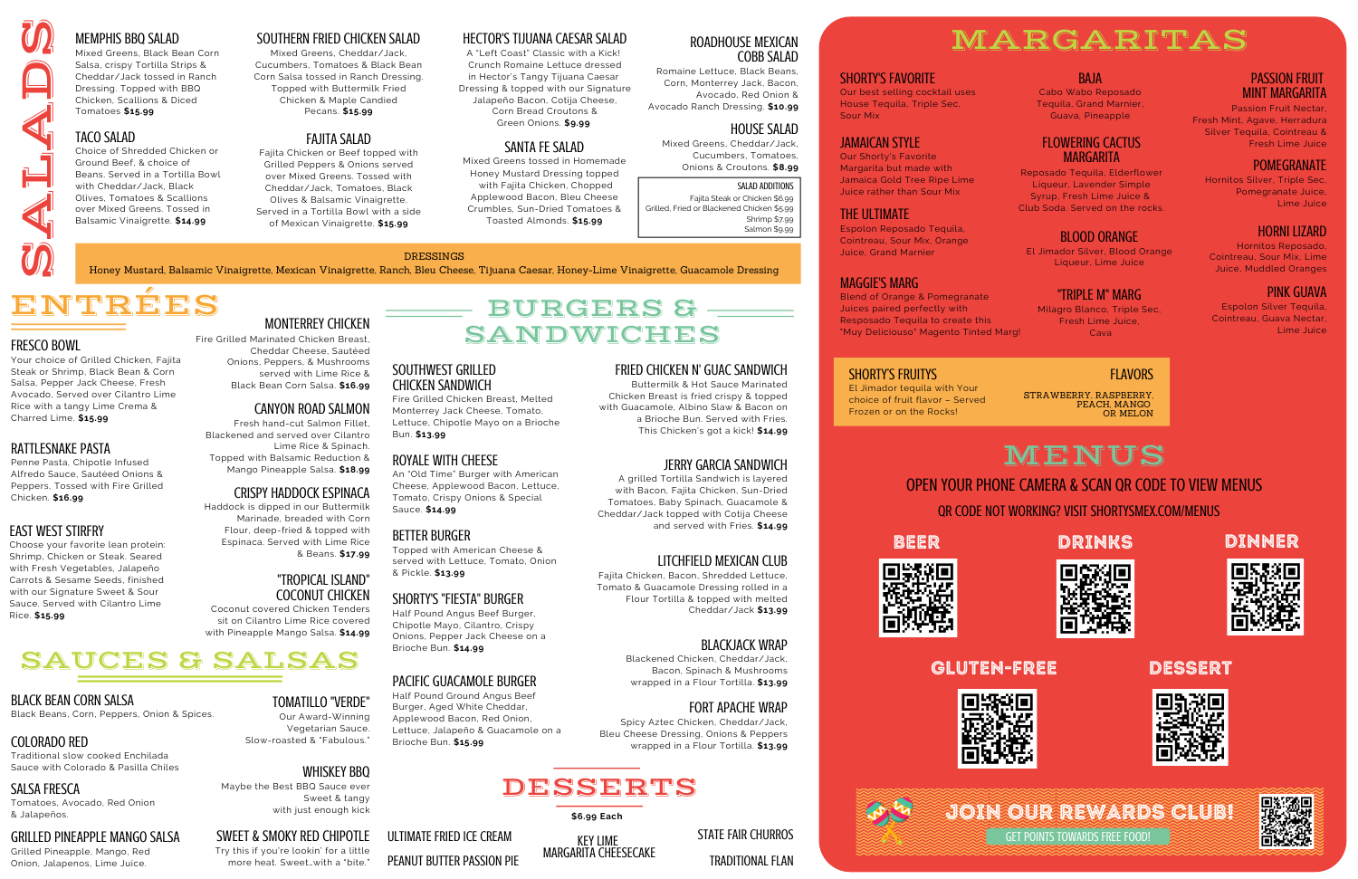# SALADS

### MEMPHIS BBQ SALAD
Mixed Greens, Black Bean Corn Salsa, crispy Tortilla Strips & Cheddar/Jack tossed in Ranch Dressing. Topped with BBQ Chicken, Scallions & Diced Tomatoes **$15.99**

### TACO SALAD
Choice of Shredded Chicken or Ground Beef, & choice of Beans. Served in a Tortilla Bowl with Cheddar/Jack, Black Olives, Tomatoes & Scallions over Mixed Greens. Tossed in Balsamic Vinaigrette. **$14.99**

### SOUTHERN FRIED CHICKEN SALAD
Mixed Greens, Cheddar/Jack, Cucumbers, Tomatoes & Black Bean Corn Salsa tossed in Ranch Dressing. Topped with Buttermilk Fried Chicken & Maple Candied Pecans. **$15.99**

### FAJITA SALAD
Fajita Chicken or Beef topped with Grilled Peppers & Onions served over Mixed Greens. Tossed with Cheddar/Jack, Tomatoes, Black Olives & Balsamic Vinaigrette. Served in a Tortilla Bowl with a side of Mexican Vinaigrette. **$15.99**

### HECTOR'S TIJUANA CAESAR SALAD
A "Left Coast" Classic with a Kick! Crunch Romaine Lettuce dressed in Hector's Tangy Tijuana Caesar Dressing & topped with our Signature Jalapeño Bacon, Cotija Cheese, Corn Bread Croutons & Green Onions. **$9.99**

### SANTA FE SALAD
Mixed Greens tossed in Homemade Honey Mustard Dressing topped with Fajita Chicken, Chopped Applewood Bacon, Bleu Cheese Crumbles, Sun-Dried Tomatoes & Toasted Almonds. **$15.99**

### ROADHOUSE MEXICAN COBB SALAD
Romaine Lettuce, Black Beans, Corn, Monterey Jack, Bacon, Avocado, Red Onion & Avocado Ranch Dressing. **$10.99**

### HOUSE SALAD
Mixed Greens, Cheddar/Jack, Cucumbers, Tomatoes, Onions & Croutons. **$8.99**

**SALAD ADDITIONS**
Fajita Steak or Chicken $6.99
Grilled, Fried or Blackened Chicken $5.99
Shrimp $7.99
Salmon $9.99

**DRESSINGS**
Honey Mustard, Balsamic Vinaigrette, Mexican Vinaigrette, Ranch, Bleu Cheese, Tijuana Caesar, Honey-Lime Vinaigrette, Guacamole Dressing

# ENTRÉES

### FRESCO BOWL
Your choice of Grilled Chicken, Fajita Steak or Shrimp, Black Bean & Corn Salsa, Pepper Jack Cheese, Fresh Avocado, Served over Cilantro Lime Rice with a tangy Lime Crema & Charred Lime. **$15.99**

### RATTLESNAKE PASTA
Penne Pasta, Chipotle Infused Alfredo Sauce, Sautéed Onions & Peppers, Tossed with Fire Grilled Chicken. **$16.99**

### EAST WEST STIRFRY
Choose your favorite lean protein: Shrimp, Chicken or Steak. Seared with Fresh Vegetables, Jalapeño Carrots & Sesame Seeds, finished with our Signature Sweet & Sour Sauce. Served with Cilantro Lime Rice. **$15.99**

### MONTERREY CHICKEN
Fire Grilled Marinated Chicken Breast, Cheddar Cheese, Sautéed Onions, Peppers, & Mushrooms served with Lime Rice & Black Bean Corn Salsa. **$16.99**

### CANYON ROAD SALMON
Fresh hand-cut Salmon Fillet, Blackened and served over Cilantro Lime Rice & Spinach. Topped with Balsamic Reduction & Mango Pineapple Salsa. **$18.99**

### CRISPY HADDOCK ESPINACA
Haddock is dipped in our Buttermilk Marinade, breaded with Corn Flour, deep-fried & topped with Espinaca. Served with Lime Rice & Beans. **$17.99**

### "TROPICAL ISLAND" COCONUT CHICKEN
Coconut covered Chicken Tenders sit on Cilantro Lime Rice covered with Pineapple Mango Salsa. **$14.99**

# SAUCES & SALSAS

### BLACK BEAN CORN SALSA
Black Beans, Corn, Peppers, Onion & Spices.

### COLORADO RED
Traditional slow cooked Enchilada Sauce with Colorado & Pasilla Chiles

### SALSA FRESCA
Tomatoes, Avocado, Red Onion & Jalapeños.

### GRILLED PINEAPPLE MANGO SALSA
Grilled Pineapple, Mango, Red Onion, Jalapenos, Lime Juice.

### TOMATILLO "VERDE"
Our Award-Winning Vegetarian Sauce. Slow-roasted & "Fabulous."

### WHISKEY BBQ
Maybe the Best BBQ Sauce ever Sweet & tangy with just enough kick

### SWEET & SMOKY RED CHIPOTLE
Try this if you're lookin' for a little more heat. Sweet..with a "bite."

# BURGERS & SANDWICHES

### SOUTHWEST GRILLED CHICKEN SANDWICH
Fire Grilled Chicken Breast, Melted Monterey Jack Cheese, Tomato, Lettuce, Chipotle Mayo on a Brioche Bun. **$13.99**

### ROYALE WITH CHEESE
An "Old Time" Burger with American Cheese, Applewood Bacon, Lettuce, Tomato, Crispy Onions & Special Sauce. **$14.99**

### BETTER BURGER
Topped with American Cheese & served with Lettuce, Tomato, Onion & Pickle. **$13.99**

### SHORTY'S "FIESTA" BURGER
Half Pound Angus Beef Burger, Chipotle Mayo, Cilantro, Crispy Onions, Pepper Jack Cheese on a Brioche Bun. **$14.99**

### PACIFIC GUACAMOLE BURGER
Half Pound Ground Angus Beef Burger, Aged White Cheddar, Applewood Bacon, Red Onion, Lettuce, Jalapeño & Guacamole on a Brioche Bun. **$15.99**

### FRIED CHICKEN N' GUAC SANDWICH
Buttermilk & Hot Sauce Marinated Chicken Breast is fried crispy & topped with Guacamole, Albino Slaw & Bacon on a Brioche Bun. Served with Fries. This Chicken's got a kick! **$14.99**

### JERRY GARCIA SANDWICH
A grilled Tortilla Sandwich is layered with Bacon, Fajita Chicken, Sun-Dried Tomatoes, Baby Spinach, Guacamole & Cheddar/Jack topped with Cotija Cheese and served with Fries. **$14.99**

### LITCHFIELD MEXICAN CLUB
Fajita Chicken, Bacon, Shredded Lettuce, Tomato & Guacamole Dressing rolled in a Flour Tortilla & topped with melted Cheddar/Jack **$13.99**

### BLACKJACK WRAP
Blackened Chicken, Cheddar/Jack, Bacon, Spinach & Mushrooms wrapped in a Flour Tortilla. **$13.99**

### FORT APACHE WRAP
Spicy Aztec Chicken, Cheddar/Jack, Bleu Cheese Dressing, Onions & Peppers wrapped in a Flour Tortilla. **$13.99**

# DESSERTS

**$6.99 Each**

- ULTIMATE FRIED ICE CREAM
- PEANUT BUTTER PASSION PIE
- KEY LIME MARGARITA CHEESECAKE
- STATE FAIR CHURROS
- TRADITIONAL FLAN

# MARGARITAS

### SHORTY'S FAVORITE
Our best selling cocktail uses House Tequila, Triple Sec, Sour Mix

### JAMAICAN STYLE
Our Shorty's Favorite Margarita but made with Jamaica Gold Tree Ripe Lime Juice rather than Sour Mix

### THE ULTIMATE
Espolon Reposado Tequila, Cointreau, Sour Mix, Orange Juice, Grand Marnier

### MAGGIE'S MARG
Blend of Orange & Pomegranate Juices paired perfectly with Resposado Tequila to create this "Muy Deliciouso" Magento Tinted Marg!

### BAJA
Cabo Wabo Reposado Tequila, Grand Marnier, Guava, Pineapple

### FLOWERING CACTUS MARGARITA
Reposado Tequila, Elderflower Liqueur, Lavender Simple Syrup, Fresh Lime Juice & Club Soda. Served on the rocks.

### BLOOD ORANGE
El Jimador Silver, Blood Orange Liqueur, Lime Juice

### "TRIPLE M" MARG
Milagro Blanco, Triple Sec, Fresh Lime Juice, Cava

### PASSION FRUIT MINT MARGARITA
Passion Fruit Nectar, Fresh Mint, Agave, Herradura Silver Tequila, Cointreau & Fresh Lime Juice

### POMEGRANATE
Hornitos Silver, Triple Sec, Pomegranate Juice, Lime Juice

### HORNI LIZARD
Hornitos Reposado, Cointreau, Sour Mix, Lime Juice, Muddled Oranges

### PINK GUAVA
Espolon Silver Tequila, Cointreau, Guava Nectar, Lime Juice

### SHORTY'S FRUITYS
El Jimador tequila with Your choice of fruit flavor – Served Frozen or on the Rocks!

**FLAVORS**
STRAWBERRY, RASPBERRY, PEACH, MANGO OR MELON

# MENUS

OPEN YOUR PHONE CAMERA & SCAN QR CODE TO VIEW MENUS

QR CODE NOT WORKING? VISIT SHORTYSMEX.COM/MENUS

BEER | DRINKS | DINNER | GLUTEN-FREE | DESSERT

**JOIN OUR REWARDS CLUB!**
GET POINTS TOWARDS FREE FOOD!